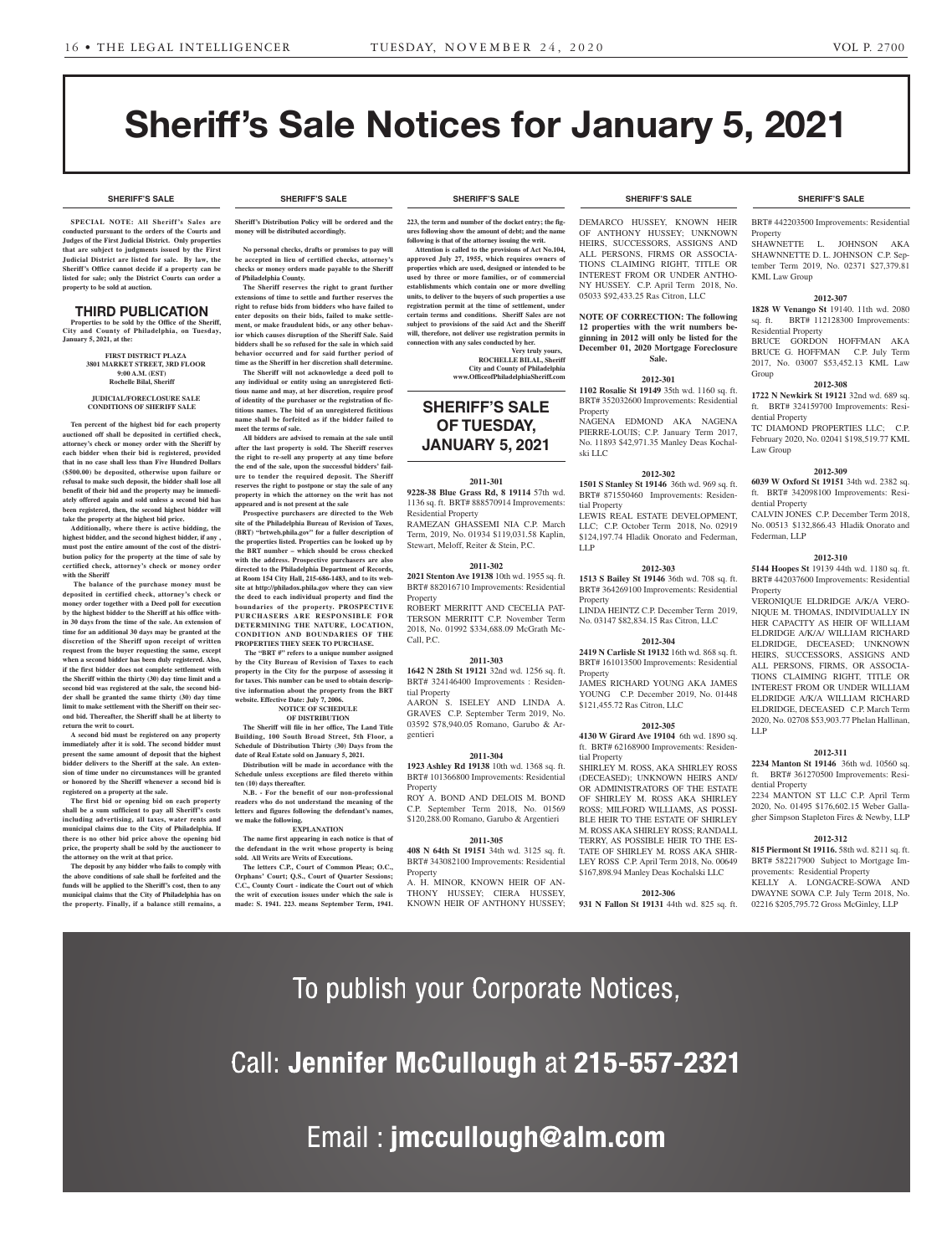# Sheriff's Sale Notices for January 5, 2021

## SHERIFF'S SALE

**SPECIAL NOTE: All Sheriff's Sales are conducted pursuant to the orders of the Courts and Judges of the First Judicial District. Only properties that are subject to judgments issued by the First Judicial District are listed for sale. By law, the Sheriff's Office cannot decide if a property can be listed for sale; only the District Courts can order a property to be sold at auction.**

### THIRD PUBLICATION

**Properties to be sold by the Office of the Sheriff, City and County of Philadelphia, on Tuesday, January 5, 2021, at the:**

**FIRST DISTRICT PLAZA**
**3801 MARKET STREET, 3RD FLOOR**
**9:00 A.M. (EST)**
**Rochelle Bilal, Sheriff**

**JUDICIAL/FORECLOSURE SALE CONDITIONS OF SHERIFF SALE**

**Ten percent of the highest bid for each property auctioned off shall be deposited in certified check, attorney's check or money order with the Sheriff by each bidder when their bid is registered, provided that in no case shall less than Five Hundred Dollars ($500.00) be deposited, otherwise upon failure or refusal to make such deposit, the bidder shall lose all benefit of their bid and the property may be immediately offered again and sold unless a second bid has been registered, then, the second highest bidder will take the property at the highest bid price.**

**Additionally, where there is active bidding, the highest bidder, and the second highest bidder, if any , must post the entire amount of the cost of the distribution policy for the property at the time of sale by certified check, attorney's check or money order with the Sheriff**

**The balance of the purchase money must be deposited in certified check, attorney's check or money order together with a Deed poll for execution by the highest bidder to the Sheriff at his office within 30 days from the time of the sale. An extension of time for an additional 30 days may be granted at the discretion of the Sheriff upon receipt of written request from the buyer requesting the same, except when a second bidder has been duly registered. Also, if the first bidder does not complete settlement with the Sheriff within the thirty (30) day time limit and a second bid was registered at the sale, the second bidder shall be granted the same thirty (30) day time limit to make settlement with the Sheriff on their second bid. Thereafter, the Sheriff shall be at liberty to return the writ to court.**

**A second bid must be registered on any property immediately after it is sold. The second bidder must present the same amount of deposit that the highest bidder delivers to the Sheriff at the sale. An extension of time under no circumstances will be granted or honored by the Sheriff whenever a second bid is registered on a property at the sale.**

**The first bid or opening bid on each property shall be a sum sufficient to pay all Sheriff's costs including advertising, all taxes, water rents and municipal claims due to the City of Philadelphia. If there is no other bid price above the opening bid price, the property shall be sold by the auctioneer to the attorney on the writ at that price.**

**The deposit by any bidder who fails to comply with the above conditions of sale shall be forfeited and the funds will be applied to the Sheriff's cost, then to any municipal claims that the City of Philadelphia has on the property. Finally, if a balance still remains, a Sheriff's Distribution Policy will be ordered and the money will be distributed accordingly.**

**No personal checks, drafts or promises to pay will be accepted in lieu of certified checks, attorney's checks or money orders made payable to the Sheriff of Philadelphia County.**

**The Sheriff reserves the right to grant further extensions of time to settle and further reserves the right to refuse bids from bidders who have failed to enter deposits on their bids, failed to make settlement, or make fraudulent bids, or any other behavior which causes disruption of the Sheriff Sale. Said bidders shall be so refused for the sale in which said behavior occurred and for said further period of time as the Sheriff in her discretion shall determine.**

**The Sheriff will not acknowledge a deed poll to any individual or entity using an unregistered fictitious name and may, at her discretion, require proof of identity of the purchaser or the registration of fictitious names. The bid of an unregistered fictitious name shall be forfeited as if the bidder failed to meet the terms of sale.**

**All bidders are advised to remain at the sale until after the last property is sold. The Sheriff reserves the right to re-sell any property at any time before the end of the sale, upon the successful bidders' failure to tender the required deposit. The Sheriff reserves the right to postpone or stay the sale of any property in which the attorney on the writ has not appeared and is not present at the sale**

**Prospective purchasers are directed to the Web site of the Philadelphia Bureau of Revision of Taxes, (BRT) "brtweb.phila.gov" for a fuller description of the properties listed. Properties can be looked up by the BRT number – which should be cross checked with the address. Prospective purchasers are also directed to the Philadelphia Department of Records, at Room 154 City Hall, 215-686-1483, and to its website at http://philadox.phila.gov where they can view the deed to each individual property and find the boundaries of the property. PROSPECTIVE PURCHASERS ARE RESPONSIBLE FOR DETERMINING THE NATURE, LOCATION, CONDITION AND BOUNDARIES OF THE PROPERTIES THEY SEEK TO PURCHASE.**

**The "BRT #" refers to a unique number assigned by the City Bureau of Revision of Taxes to each property in the City for the purpose of assessing it for taxes. This number can be used to obtain descriptive information about the property from the BRT website. Effective Date: July 7, 2006.**

**NOTICE OF SCHEDULE OF DISTRIBUTION**

**The Sheriff will file in her office, The Land Title Building, 100 South Broad Street, 5th Floor, a Schedule of Distribution Thirty (30) Days from the date of Real Estate sold on January 5, 2021.**

**Distribution will be made in accordance with the Schedule unless exceptions are filed thereto within ten (10) days thereafter.**

**N.B. - For the benefit of our non-professional readers who do not understand the meaning of the letters and figures following the defendant's names, we make the following.**

**EXPLANATION**

**The name first appearing in each notice is that of the defendant in the writ whose property is being sold. All Writs are Writs of Executions.**

**The letters C.P., Court of Common Pleas; O.C., Orphans' Court; Q.S., Court of Quarter Sessions; C.C., County Court - indicate the Court out of which the writ of execution issues under which the sale is made: S. 1941. 223. means September Term, 1941. 223, the term and number of the docket entry; the figures following show the amount of debt; and the name following is that of the attorney issuing the writ.**

**Attention is called to the provisions of Act No.104, approved July 27, 1955, which requires owners of properties which are used, designed or intended to be used by three or more families, or of commercial establishments which contain one or more dwelling units, to deliver to the buyers of such properties a use registration permit at the time of settlement, under certain terms and conditions. Sheriff Sales are not subject to provisions of the said Act and the Sheriff will, therefore, not deliver use registration permits in connection with any sales conducted by her.**

**Very truly yours,**
**ROCHELLE BILAL, Sheriff**
**City and County of Philadelphia**
**www.OfficeofPhiladelphiaSheriff.com**

## SHERIFF'S SALE OF TUESDAY, JANUARY 5, 2021

**2011-301**

**9228-38 Blue Grass Rd, 8 19114** 57th wd. 1136 sq. ft. BRT# 888570914 Improvements: Residential Property
RAMEZAN GHASSEMI NIA C.P. March Term, 2019, No. 01934 $119,031.58 Kaplin, Stewart, Meloff, Reiter & Stein, P.C.

**2011-302**

**2021 Stenton Ave 19138** 10th wd. 1955 sq. ft. BRT# 882016710 Improvements: Residential Property
ROBERT MERRITT AND CECELIA PATTERSON MERRITT C.P. November Term 2018, No. 01992 $334,688.09 McGrath McCall, P.C.

**2011-303**

**1642 N 28th St 19121** 32nd wd. 1256 sq. ft. BRT# 324146400 Improvements : Residential Property
AARON S. ISELEY AND LINDA A. GRAVES C.P. September Term 2019, No. 03592 $78,940.05 Romano, Garubo & Argentieri

**2011-304**

**1923 Ashley Rd 19138** 10th wd. 1368 sq. ft. BRT# 101366800 Improvements: Residential Property
ROY A. BOND AND DELOIS M. BOND C.P. September Term 2018, No. 01569 $120,288.00 Romano, Garubo & Argentieri

**2011-305**

**408 N 64th St 19151** 34th wd. 3125 sq. ft. BRT# 343082100 Improvements: Residential Property
A. H. MINOR, KNOWN HEIR OF ANTHONY HUSSEY; CIERA HUSSEY, KNOWN HEIR OF ANTHONY HUSSEY; DEMARCO HUSSEY, KNOWN HEIR OF ANTHONY HUSSEY; UNKNOWN HEIRS, SUCCESSORS, ASSIGNS AND ALL PERSONS, FIRMS OR ASSOCIATIONS CLAIMING RIGHT, TITLE OR INTEREST FROM OR UNDER ANTHONY HUSSEY. C.P. April Term 2018, No. 05033 $92,433.25 Ras Citron, LLC

**NOTE OF CORRECTION: The following 12 properties with the writ numbers beginning in 2012 will only be listed for the December 01, 2020 Mortgage Foreclosure Sale.**

**2012-301**

**1102 Rosalie St 19149** 35th wd. 1160 sq. ft. BRT# 352032600 Improvements: Residential Property
NAGENA EDMOND AKA NAGENA PIERRE-LOUIS; C.P. January Term 2017, No. 11893 $42,971.35 Manley Deas Kochalski LLC

**2012-302**

**1501 S Stanley St 19146** 36th wd. 969 sq. ft. BRT# 871550460 Improvements: Residential Property
LEWIS REAL ESTATE DEVELOPMENT, LLC; C.P. October Term 2018, No. 02919 $124,197.74 Hladik Onorato and Federman, LLP

**2012-303**

**1513 S Bailey St 19146** 36th wd. 708 sq. ft. BRT# 364269100 Improvements: Residential Property
LINDA HEINTZ C.P. December Term 2019, No. 03147 $82,834.15 Ras Citron, LLC

**2012-304**

**2419 N Carlisle St 19132** 16th wd. 868 sq. ft. BRT# 161013500 Improvements: Residential Property
JAMES RICHARD YOUNG AKA JAMES YOUNG C.P. December 2019, No. 01448 $121,455.72 Ras Citron, LLC

**2012-305**

**4130 W Girard Ave 19104** 6th wd. 1890 sq. ft. BRT# 62168900 Improvements: Residential Property
SHIRLEY M. ROSS, AKA SHIRLEY ROSS (DECEASED); UNKNOWN HEIRS AND/OR ADMINISTRATORS OF THE ESTATE OF SHIRLEY M. ROSS AKA SHIRLEY ROSS; MILFORD WILLIAMS, AS POSSIBLE HEIR TO THE ESTATE OF SHIRLEY M. ROSS AKA SHIRLEY ROSS; RANDALL TERRY, AS POSSIBLE HEIR TO THE ESTATE OF SHIRLEY M. ROSS AKA SHIRLEY ROSS C.P. April Term 2018, No. 00649 $167,898.94 Manley Deas Kochalski LLC

**2012-306**

**931 N Fallon St 19131** 44th wd. 825 sq. ft. BRT# 442203500 Improvements: Residential Property
SHAWNETTE L. JOHNSON AKA SHAWNNETTE D. L. JOHNSON C.P. September Term 2019, No. 02371 $27,379.81 KML Law Group

**2012-307**

**1828 W Venango St** 19140. 11th wd. 2080 sq. ft. BRT# 112128300 Improvements: Residential Property
BRUCE GORDON HOFFMAN AKA BRUCE G. HOFFMAN C.P. July Term 2017, No. 03007 $53,452.13 KML Law Group

**2012-308**

**1722 N Newkirk St 19121** 32nd wd. 689 sq. ft. BRT# 324159700 Improvements: Residential Property
TC DIAMOND PROPERTIES LLC; C.P. February 2020, No. 02041 $198,519.77 KML Law Group

**2012-309**

**6039 W Oxford St 19151** 34th wd. 2382 sq. ft. BRT# 342098100 Improvements: Residential Property
CALVIN JONES C.P. December Term 2018, No. 00513 $132,866.43 Hladik Onorato and Federman, LLP

**2012-310**

**5144 Hoopes St** 19139 44th wd. 1180 sq. ft. BRT# 442037600 Improvements: Residential Property
VERONIQUE ELDRIDGE A/K/A VERONIQUE M. THOMAS, INDIVIDUALLY IN HER CAPACITY AS HEIR OF WILLIAM ELDRIDGE A/K/A/ WILLIAM RICHARD ELDRIDGE, DECEASED; UNKNOWN HEIRS, SUCCESSORS, ASSIGNS AND ALL PERSONS, FIRMS, OR ASSOCIATIONS CLAIMING RIGHT, TITLE OR INTEREST FROM OR UNDER WILLIAM ELDRIDGE A/K/A WILLIAM RICHARD ELDRIDGE, DECEASED C.P. March Term 2020, No. 02708 $53,903.77 Phelan Hallinan, LLP

**2012-311**

**2234 Manton St 19146** 36th wd. 10560 sq. ft. BRT# 361270500 Improvements: Residential Property
2234 MANTON ST LLC C.P. April Term 2020, No. 01495 $176,602.15 Weber Gallagher Simpson Stapleton Fires & Newby, LLP

**2012-312**

**815 Piermont St 19116.** 58th wd. 8211 sq. ft. BRT# 582217900 Subject to Mortgage Improvements: Residential Property
KELLY A. LONGACRE-SOWA AND DWAYNE SOWA C.P. July Term 2018, No. 02216 $205,795.72 Gross McGinley, LLP

---

To publish your Corporate Notices,

Call: **Jennifer McCullough** at **215-557-2321**

Email : **jmccullough@alm.com**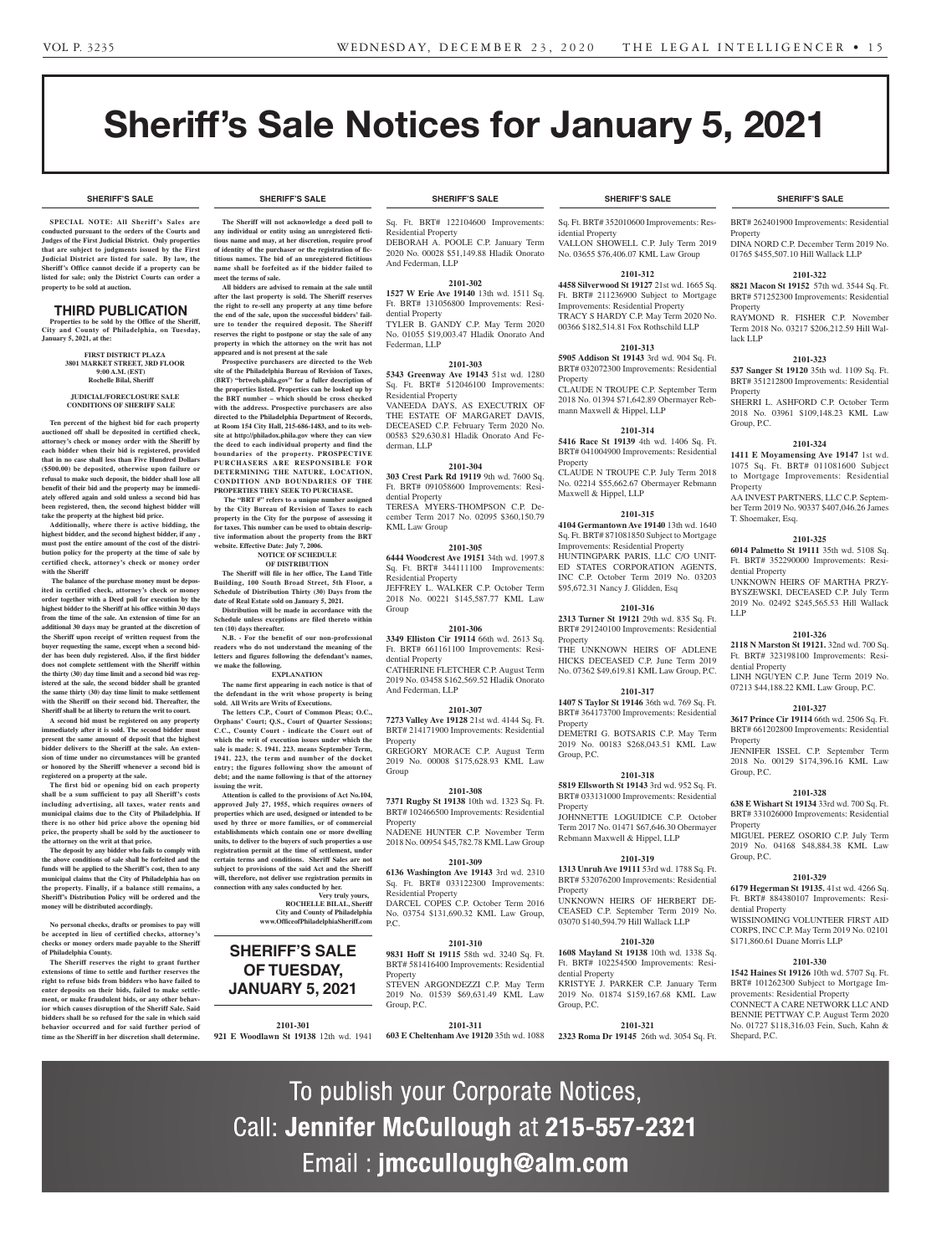# Sheriff's Sale Notices for January 5, 2021

### SHERIFF'S SALE

**SPECIAL NOTE: All Sheriff's Sales are conducted pursuant to the orders of the Courts and Judges of the First Judicial District. Only properties that are subject to judgments issued by the First Judicial District are listed for sale. By law, the Sheriff's Office cannot decide if a property can be listed for sale; only the District Courts can order a property to be sold at auction.**

## THIRD PUBLICATION

**Properties to be sold by the Office of the Sheriff, City and County of Philadelphia, on Tuesday, January 5, 2021, at the:**

**FIRST DISTRICT PLAZA**
**3801 MARKET STREET, 3RD FLOOR**
**9:00 A.M. (EST)**
**Rochelle Bilal, Sheriff**

**JUDICIAL/FORECLOSURE SALE CONDITIONS OF SHERIFF SALE**

**Ten percent of the highest bid for each property auctioned off shall be deposited in certified check, attorney's check or money order with the Sheriff by each bidder when their bid is registered, provided that in no case shall less than Five Hundred Dollars ($500.00) be deposited, otherwise upon failure or refusal to make such deposit, the bidder shall lose all benefit of their bid and the property may be immediately offered again and sold unless a second bid has been registered, then, the second highest bidder will take the property at the highest bid price.**

**Additionally, where there is active bidding, the highest bidder, and the second highest bidder, if any, must post the entire amount of the cost of the distribution policy for the property at the time of sale by certified check, attorney's check or money order with the Sheriff**

**The balance of the purchase money must be deposited in certified check, attorney's check or money order together with a Deed poll for execution by the highest bidder to the Sheriff at his office within 30 days from the time of the sale. An extension of time for an additional 30 days may be granted at the discretion of the Sheriff upon receipt of written request from the buyer requesting the same, except when a second bidder has been duly registered. Also, if the first bidder does not complete settlement with the Sheriff within the thirty (30) day time limit and a second bid was registered at the sale, the second bidder shall be granted the same thirty (30) day time limit to make settlement with the Sheriff on their second bid. Thereafter, the Sheriff shall be at liberty to return the writ to court.**

**A second bid must be registered on any property immediately after it is sold. The second bidder must present the same amount of deposit that the highest bidder delivers to the Sheriff at the sale. An extension of time under no circumstances will be granted or honored by the Sheriff whenever a second bid is registered on a property at the sale.**

**The first bid or opening bid on each property shall be a sum sufficient to pay all Sheriff's costs including advertising, all taxes, water rents and municipal claims due to the City of Philadelphia. If there is no other bid price above the opening bid price, the property shall be sold by the auctioneer to the attorney on the writ at that price.**

**The deposit by any bidder who fails to comply with the above conditions of sale shall be forfeited and the funds will be applied to the Sheriff's cost, then to any municipal claims that the City of Philadelphia has on the property. Finally, if a balance still remains, a Sheriff's Distribution Policy will be ordered and the money will be distributed accordingly.**

**No personal checks, drafts or promises to pay will be accepted in lieu of certified checks, attorney's checks or money orders made payable to the Sheriff of Philadelphia County.**

**The Sheriff reserves the right to grant further extensions of time to settle and further reserves the right to refuse bids from bidders who have failed to enter deposits on their bids, failed to make settlement, or make fraudulent bids, or any other behavior which causes disruption of the Sheriff Sale. Said bidders shall be so refused for the sale in which said behavior occurred and for said further period of time as the Sheriff in her discretion shall determine.**

**The Sheriff will not acknowledge a deed poll to any individual or entity using an unregistered fictitious name and may, at her discretion, require proof of identity of the purchaser or the registration of fictitious names. The bid of an unregistered fictitious name shall be forfeited as if the bidder failed to meet the terms of sale.**

**All bidders are advised to remain at the sale until after the last property is sold. The Sheriff reserves the right to re-sell any property at any time before the end of the sale, upon the successful bidders' failure to tender the required deposit. The Sheriff reserves the right to postpone or stay the sale of any property in which the attorney on the writ has not appeared and is not present at the sale**

**Prospective purchasers are directed to the Web site of the Philadelphia Bureau of Revision of Taxes, (BRT) "brtweb.phila.gov" for a fuller description of the properties listed. Properties can be looked up by the BRT number – which should be cross checked with the address. Prospective purchasers are also directed to the Philadelphia Department of Records, at Room 154 City Hall, 215-686-1483, and to its website at http://philadox.phila.gov where they can view the deed to each individual property and find the boundaries of the property. PROSPECTIVE PURCHASERS ARE RESPONSIBLE FOR DETERMINING THE NATURE, LOCATION, CONDITION AND BOUNDARIES OF THE PROPERTIES THEY SEEK TO PURCHASE.**

**The "BRT #" refers to a unique number assigned by the City Bureau of Revision of Taxes to each property in the City for the purpose of assessing it for taxes. This number can be used to obtain descriptive information about the property from the BRT website. Effective Date: July 7, 2006.**

**NOTICE OF SCHEDULE OF DISTRIBUTION**

**The Sheriff will file in her office, The Land Title Building, 100 South Broad Street, 5th Floor, a Schedule of Distribution Thirty (30) Days from the date of Real Estate sold on January 5, 2021.**

**Distribution will be made in accordance with the Schedule unless exceptions are filed thereto within ten (10) days thereafter.**

**N.B. - For the benefit of our non-professional readers who do not understand the meaning of the letters and figures following the defendant's names, we make the following.**

**EXPLANATION**

**The name first appearing in each notice is that of the defendant in the writ whose property is being sold. All Writs are Writs of Executions.**

**The letters C.P., Court of Common Pleas; O.C., Orphans' Court; Q.S., Court of Quarter Sessions; C.C., County Court - indicate the Court out of which the writ of execution issues under which the sale is made: S. 1941. 223. means September Term, 1941. 223, the term and number of the docket entry; the figures following show the amount of debt; and the name following is that of the attorney issuing the writ.**

**Attention is called to the provisions of Act No.104, approved July 27, 1955, which requires owners of properties which are used, designed or intended to be used by three or more families, or of commercial establishments which contain one or more dwelling units, to deliver to the buyers of such properties a use registration permit at the time of settlement, under certain terms and conditions. Sheriff Sales are not subject to provisions of the said Act and the Sheriff will, therefore, not deliver use registration permits in connection with any sales conducted by her.**

**Very truly yours,**
**ROCHELLE BILAL, Sheriff**
**City and County of Philadelphia**
**www.OfficeofPhiladelphiaSheriff.com**

## SHERIFF'S SALE OF TUESDAY, JANUARY 5, 2021

**2101-301**
**921 E Woodlawn St 19138** 12th wd. 1941 Sq. Ft. BRT# 122104600 Improvements: Residential Property
DEBORAH A. POOLE C.P. January Term 2020 No. 00028 $51,149.88 Hladik Onorato And Federman, LLP

**2101-302**
**1527 W Erie Ave 19140** 13th wd. 1511 Sq. Ft. BRT# 131056800 Improvements: Residential Property
TYLER B. GANDY C.P. May Term 2020 No. 01055 $19,003.47 Hladik Onorato And Federman, LLP

**2101-303**
**5343 Greenway Ave 19143** 51st wd. 1280 Sq. Ft. BRT# 512046100 Improvements: Residential Property
VANEEDA DAYS, AS EXECUTRIX OF THE ESTATE OF MARGARET DAVIS, DECEASED C.P. February Term 2020 No. 00583 $29,630.81 Hladik Onorato And Federman, LLP

**2101-304**
**303 Crest Park Rd 19119** 9th wd. 7600 Sq. Ft. BRT# 091058600 Improvements: Residential Property
TERESA MYERS-THOMPSON C.P. December Term 2017 No. 02095 $360,150.79 KML Law Group

**2101-305**
**6444 Woodcrest Ave 19151** 34th wd. 1997.8 Sq. Ft. BRT# 344111100 Improvements: Residential Property
JEFFREY L. WALKER C.P. October Term 2018 No. 00221 $145,587.77 KML Law Group

**2101-306**
**3349 Elliston Cir 19114** 66th wd. 2613 Sq. Ft. BRT# 661161100 Improvements: Residential Property
CATHERINE FLETCHER C.P. August Term 2019 No. 03458 $162,569.52 Hladik Onorato And Federman, LLP

**2101-307**
**7273 Valley Ave 19128** 21st wd. 4144 Sq. Ft. BRT# 214171900 Improvements: Residential Property
GREGORY MORACE C.P. August Term 2019 No. 00008 $175,628.93 KML Law Group

**2101-308**
**7371 Rugby St 19138** 10th wd. 1323 Sq. Ft. BRT# 102466500 Improvements: Residential Property
NADENE HUNTER C.P. November Term 2018 No. 00954 $45,782.78 KML Law Group

**2101-309**
**6136 Washington Ave 19143** 3rd wd. 2310 Sq. Ft. BRT# 033122300 Improvements: Residential Property
DARCEL COPES C.P. October Term 2016 No. 03754 $131,690.32 KML Law Group, P.C.

**2101-310**
**9831 Hoff St 19115** 58th wd. 3240 Sq. Ft. BRT# 581416400 Improvements: Residential Property
STEVEN ARGONDEZZI C.P. May Term 2019 No. 01539 $69,631.49 KML Law Group, P.C.

**2101-311**
**603 E Cheltenham Ave 19120** 35th wd. 1088 Sq. Ft. BRT# 352010600 Improvements: Residential Property
VALLON SHOWELL C.P. July Term 2019 No. 03655 $76,406.07 KML Law Group

**2101-312**
**4458 Silverwood St 19127** 21st wd. 1665 Sq. Ft. BRT# 211236900 Subject to Mortgage Improvements: Residential Property
TRACY S HARDY C.P. May Term 2020 No. 00366 $182,514.81 Fox Rothschild LLP

**2101-313**
**5905 Addison St 19143** 3rd wd. 904 Sq. Ft. BRT# 032072300 Improvements: Residential Property
CLAUDE N TROUPE C.P. September Term 2018 No. 01394 $71,642.89 Obermayer Rebmann Maxwell & Hippel, LLP

**2101-314**
**5416 Race St 19139** 4th wd. 1406 Sq. Ft. BRT# 041004900 Improvements: Residential Property
CLAUDE N TROUPE C.P. July Term 2018 No. 02214 $55,662.67 Obermayer Rebmann Maxwell & Hippel, LLP

**2101-315**
**4104 Germantown Ave 19140** 13th wd. 1640 Sq. Ft. BRT# 871081850 Subject to Mortgage Improvements: Residential Property
HUNTINGPARK PARIS, LLC C/O UNITED STATES CORPORATION AGENTS, INC C.P. October Term 2019 No. 03203 $95,672.31 Nancy J. Glidden, Esq

**2101-316**
**2313 Turner St 19121** 29th wd. 835 Sq. Ft. BRT# 291240100 Improvements: Residential Property
THE UNKNOWN HEIRS OF ADLENE HICKS DECEASED C.P. June Term 2019 No. 07362 $49,619.81 KML Law Group, P.C.

**2101-317**
**1407 S Taylor St 19146** 36th wd. 769 Sq. Ft. BRT# 364173700 Improvements: Residential Property
DEMETRI G. BOTSARIS C.P. May Term 2019 No. 00183 $268,043.51 KML Law Group, P.C.

**2101-318**
**5819 Ellsworth St 19143** 3rd wd. 952 Sq. Ft. BRT# 033131000 Improvements: Residential Property
JOHNNETTE LOGUIDICE C.P. October Term 2017 No. 01471 $67,646.30 Obermayer Rebmann Maxwell & Hippel, LLP

**2101-319**
**1313 Unruh Ave 19111** 53rd wd. 1788 Sq. Ft. BRT# 532076200 Improvements: Residential Property
UNKNOWN HEIRS OF HERBERT DECEASED C.P. September Term 2019 No. 03070 $140,594.79 Hill Wallack LLP

**2101-320**
**1608 Mayland St 19138** 10th wd. 1338 Sq. Ft. BRT# 102254500 Improvements: Residential Property
KRISTYE J. PARKER C.P. January Term 2019 No. 01874 $159,167.68 KML Law Group, P.C.

**2101-321**
**2323 Roma Dr 19145** 26th wd. 3054 Sq. Ft. BRT# 262401900 Improvements: Residential Property
DINA NORD C.P. December Term 2019 No. 01765 $455,507.10 Hill Wallack LLP

**2101-322**
**8821 Macon St 19152** 57th wd. 3544 Sq. Ft. BRT# 571252300 Improvements: Residential Property
RAYMOND R. FISHER C.P. November Term 2018 No. 03217 $206,212.59 Hill Wallack LLP

**2101-323**
**537 Sanger St 19120** 35th wd. 1109 Sq. Ft. BRT# 351212800 Improvements: Residential Property
SHERRI L. ASHFORD C.P. October Term 2018 No. 03961 $109,148.23 KML Law Group, P.C.

**2101-324**
**1411 E Moyamensing Ave 19147** 1st wd. 1075 Sq. Ft. BRT# 011081600 Subject to Mortgage Improvements: Residential Property
AA INVEST PARTNERS, LLC C.P. September Term 2019 No. 90337 $407,046.26 James T. Shoemaker, Esq.

**2101-325**
**6014 Palmetto St 19111** 35th wd. 5108 Sq. Ft. BRT# 352290000 Improvements: Residential Property
UNKNOWN HEIRS OF MARTHA PRZYBYSZEWSKI, DECEASED C.P. July Term 2019 No. 02492 $245,565.53 Hill Wallack LLP

**2101-326**
**2118 N Marston St 19121.** 32nd wd. 700 Sq. Ft. BRT# 323198100 Improvements: Residential Property
LINH NGUYEN C.P. June Term 2019 No. 07213 $44,188.22 KML Law Group, P.C.

**2101-327**
**3617 Prince Cir 19114** 66th wd. 2506 Sq. Ft. BRT# 661202800 Improvements: Residential Property
JENNIFER ISSEL C.P. September Term 2018 No. 00129 $174,396.16 KML Law Group, P.C.

**2101-328**
**638 E Wishart St 19134** 33rd wd. 700 Sq. Ft. BRT# 331026000 Improvements: Residential Property
MIGUEL PEREZ OSORIO C.P. July Term 2019 No. 04168 $48,884.38 KML Law Group, P.C.

**2101-329**
**6179 Hegerman St 19135.** 41st wd. 4266 Sq. Ft. BRT# 884380107 Improvements: Residential Property
WISSINOMING VOLUNTEER FIRST AID CORPS, INC C.P. May Term 2019 No. 02101 $171,860.61 Duane Morris LLP

**2101-330**
**1542 Haines St 19126** 10th wd. 5707 Sq. Ft. BRT# 101262300 Subject to Mortgage Improvements: Residential Property
CONNECT A CARE NETWORK LLC AND BENNIE PETTWAY C.P. August Term 2020 No. 01727 $118,316.03 Fein, Such, Kahn & Shepard, P.C.

To publish your Corporate Notices,
Call: **Jennifer McCullough** at **215-557-2321**
Email : **jmccullough@alm.com**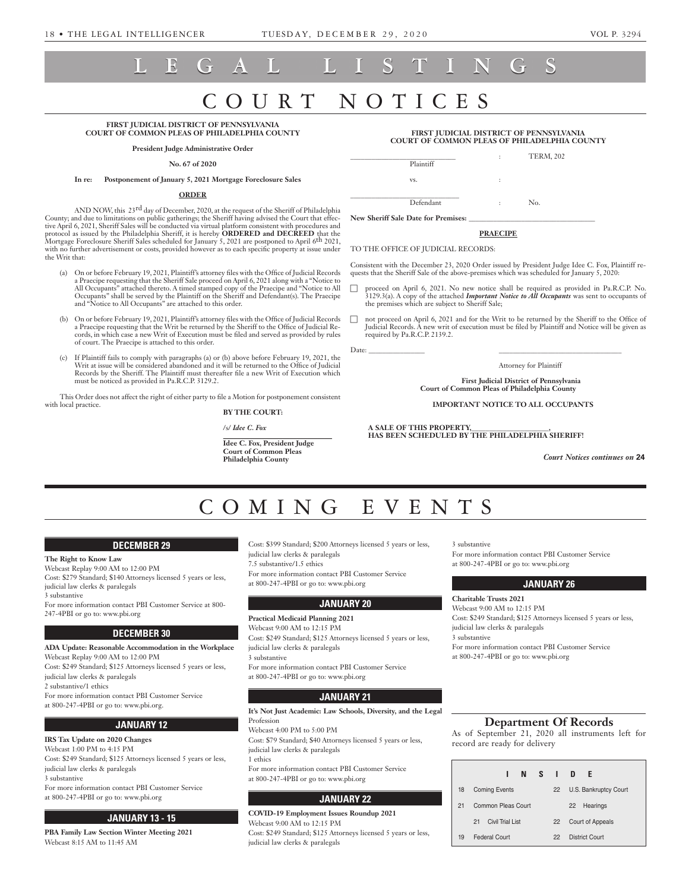# LEGAL LISTINGS

# COURT NOTICES

**FIRST JUDICIAL DISTRICT OF PENNSYLVANIA**
**COURT OF COMMON PLEAS OF PHILADELPHIA COUNTY**

**President Judge Administrative Order**

**No. 67 of 2020**

**In re: Postponement of January 5, 2021 Mortgage Foreclosure Sales**

**ORDER**

AND NOW, this 23rd day of December, 2020, at the request of the Sheriff of Philadelphia County; and due to limitations on public gatherings; the Sheriff having advised the Court that effective April 6, 2021, Sheriff Sales will be conducted via virtual platform consistent with procedures and protocol as issued by the Philadelphia Sheriff, it is hereby **ORDERED and DECREED** that the Mortgage Foreclosure Sheriff Sales scheduled for January 5, 2021 are postponed to April 6th 2021, with no further advertisement or costs, provided however as to each specific property at issue under the Writ that:

(a) On or before February 19, 2021, Plaintiff's attorney files with the Office of Judicial Records a Praecipe requesting that the Sheriff Sale proceed on April 6, 2021 along with a "Notice to All Occupants" attached thereto. A timed stamped copy of the Praecipe and "Notice to All Occupants" shall be served by the Plaintiff on the Sheriff and Defendant(s). The Praecipe and "Notice to All Occupants" are attached to this order.

(b) On or before February 19, 2021, Plaintiff's attorney files with the Office of Judicial Records a Praecipe requesting that the Writ be returned by the Sheriff to the Office of Judicial Records, in which case a new Writ of Execution must be filed and served as provided by rules of court. The Praecipe is attached to this order.

(c) If Plaintiff fails to comply with paragraphs (a) or (b) above before February 19, 2021, the Writ at issue will be considered abandoned and it will be returned to the Office of Judicial Records by the Sheriff. The Plaintiff must thereafter file a new Writ of Execution which must be noticed as provided in Pa.R.C.P. 3129.2.

This Order does not affect the right of either party to file a Motion for postponement consistent with local practice.

**BY THE COURT:**

/s/ ***Idee C. Fox***

**Idee C. Fox, President Judge**
**Court of Common Pleas**
**Philadelphia County**

**FIRST JUDICIAL DISTRICT OF PENNSYLVANIA**
**COURT OF COMMON PLEAS OF PHILADELPHIA COUNTY**

___________________________ : TERM, 202
Plaintiff

vs. :

___________________________ : No.
Defendant

**New Sheriff Sale Date for Premises:** ___________________________

**PRAECIPE**

TO THE OFFICE OF JUDICIAL RECORDS:

Consistent with the December 23, 2020 Order issued by President Judge Idee C. Fox, Plaintiff requests that the Sheriff Sale of the above-premises which was scheduled for January 5, 2020:

☐ proceed on April 6, 2021. No new notice shall be required as provided in Pa.R.C.P. No. 3129.3(a). A copy of the attached ***Important Notice to All Occupants*** was sent to occupants of the premises which are subject to Sheriff Sale;

☐ not proceed on April 6, 2021 and for the Writ to be returned by the Sheriff to the Office of Judicial Records. A new writ of execution must be filed by Plaintiff and Notice will be given as required by Pa.R.C.P. 2139.2.

Date: _______________ ___________________________

Attorney for Plaintiff

**First Judicial District of Pennsylvania**
**Court of Common Pleas of Philadelphia County**

**IMPORTANT NOTICE TO ALL OCCUPANTS**

**A SALE OF THIS PROPERTY,___________________,**
**HAS BEEN SCHEDULED BY THE PHILADELPHIA SHERIFF!**

*Court Notices continues on* **24**

# COMING EVENTS

## DECEMBER 29

**The Right to Know Law**
Webcast Replay 9:00 AM to 12:00 PM
Cost: $279 Standard; $140 Attorneys licensed 5 years or less, judicial law clerks & paralegals
3 substantive
For more information contact PBI Customer Service at 800-247-4PBI or go to: www.pbi.org

## DECEMBER 30

**ADA Update: Reasonable Accommodation in the Workplace**
Webcast Replay 9:00 AM to 12:00 PM
Cost: $249 Standard; $125 Attorneys licensed 5 years or less, judicial law clerks & paralegals
2 substantive/1 ethics
For more information contact PBI Customer Service at 800-247-4PBI or go to: www.pbi.org.

## JANUARY 12

**IRS Tax Update on 2020 Changes**
Webcast 1:00 PM to 4:15 PM
Cost: $249 Standard; $125 Attorneys licensed 5 years or less, judicial law clerks & paralegals
3 substantive
For more information contact PBI Customer Service at 800-247-4PBI or go to: www.pbi.org

## JANUARY 13 - 15

**PBA Family Law Section Winter Meeting 2021**
Webcast 8:15 AM to 11:45 AM
Cost: $399 Standard; $200 Attorneys licensed 5 years or less, judicial law clerks & paralegals
7.5 substantive/1.5 ethics
For more information contact PBI Customer Service at 800-247-4PBI or go to: www.pbi.org

## JANUARY 20

**Practical Medicaid Planning 2021**
Webcast 9:00 AM to 12:15 PM
Cost: $249 Standard; $125 Attorneys licensed 5 years or less, judicial law clerks & paralegals
3 substantive
For more information contact PBI Customer Service at 800-247-4PBI or go to: www.pbi.org

## JANUARY 21

**It's Not Just Academic: Law Schools, Diversity, and the Legal** Profession
Webcast 4:00 PM to 5:00 PM
Cost: $79 Standard; $40 Attorneys licensed 5 years or less, judicial law clerks & paralegals
1 ethics
For more information contact PBI Customer Service at 800-247-4PBI or go to: www.pbi.org

## JANUARY 22

**COVID-19 Employment Issues Roundup 2021**
Webcast 9:00 AM to 12:15 PM
Cost: $249 Standard; $125 Attorneys licensed 5 years or less, judicial law clerks & paralegals
3 substantive
For more information contact PBI Customer Service at 800-247-4PBI or go to: www.pbi.org

## JANUARY 26

**Charitable Trusts 2021**
Webcast 9:00 AM to 12:15 PM
Cost: $249 Standard; $125 Attorneys licensed 5 years or less, judicial law clerks & paralegals
3 substantive
For more information contact PBI Customer Service at 800-247-4PBI or go to: www.pbi.org

## Department Of Records

As of September 21, 2020 all instruments left for record are ready for delivery

**INSIDE**

| | | | |
|---|---|---|---|
| 18 | Coming Events | 22 | U.S. Bankruptcy Court |
| 21 | Common Pleas Court | 22 | Hearings |
| 21 | Civil Trial List | 22 | Court of Appeals |
| 19 | Federal Court | 22 | District Court |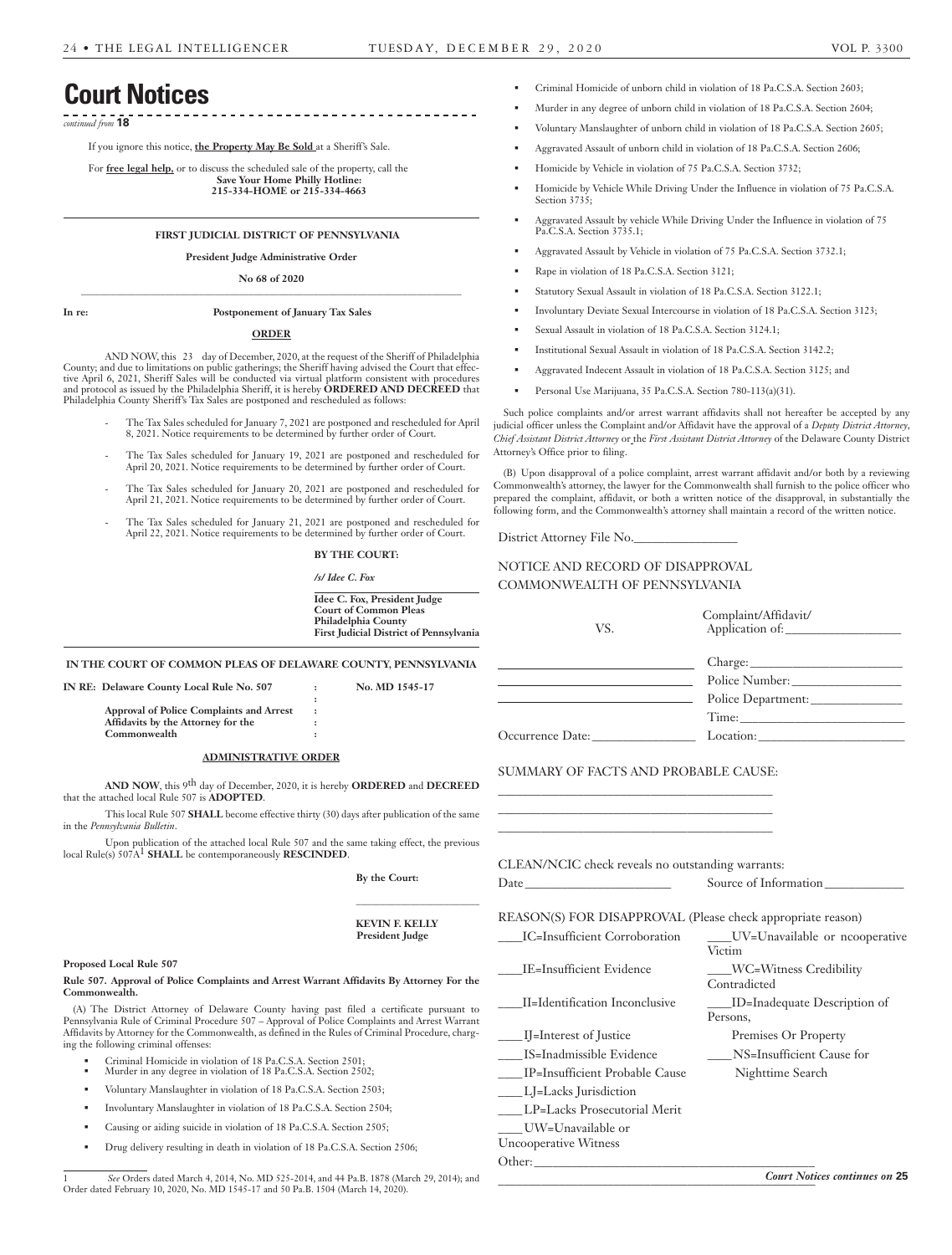# Court Notices

*continued from* **18**

If you ignore this notice, **the Property May Be Sold** at a Sheriff's Sale.

For **free legal help,** or to discuss the scheduled sale of the property, call the **Save Your Home Philly Hotline: 215-334-HOME or 215-334-4663**

---

**FIRST JUDICIAL DISTRICT OF PENNSYLVANIA**

**President Judge Administrative Order**

**No 68 of 2020**

**In re: Postponement of January Tax Sales**

**ORDER**

AND NOW, this 23 day of December, 2020, at the request of the Sheriff of Philadelphia County; and due to limitations on public gatherings; the Sheriff having advised the Court that effective April 6, 2021, Sheriff Sales will be conducted via virtual platform consistent with procedures and protocol as issued by the Philadelphia Sheriff, it is hereby **ORDERED AND DECREED** that Philadelphia County Sheriff's Tax Sales are postponed and rescheduled as follows:

- The Tax Sales scheduled for January 7, 2021 are postponed and rescheduled for April 8, 2021. Notice requirements to be determined by further order of Court.
- The Tax Sales scheduled for January 19, 2021 are postponed and rescheduled for April 20, 2021. Notice requirements to be determined by further order of Court.
- The Tax Sales scheduled for January 20, 2021 are postponed and rescheduled for April 21, 2021. Notice requirements to be determined by further order of Court.
- The Tax Sales scheduled for January 21, 2021 are postponed and rescheduled for April 22, 2021. Notice requirements to be determined by further order of Court.

**BY THE COURT:**

***/s/ Idee C. Fox***

**Idee C. Fox, President Judge**
**Court of Common Pleas**
**Philadelphia County**
**First Judicial District of Pennsylvania**

---

**IN THE COURT OF COMMON PLEAS OF DELAWARE COUNTY, PENNSYLVANIA**

**IN RE: Delaware County Local Rule No. 507 : No. MD 1545-17**

**Approval of Police Complaints and Arrest Affidavits by the Attorney for the Commonwealth**

**ADMINISTRATIVE ORDER**

**AND NOW**, this 9th day of December, 2020, it is hereby **ORDERED** and **DECREED** that the attached local Rule 507 is **ADOPTED**.

This local Rule 507 **SHALL** become effective thirty (30) days after publication of the same in the *Pennsylvania Bulletin*.

Upon publication of the attached local Rule 507 and the same taking effect, the previous local Rule(s) 507A[1] **SHALL** be contemporaneously **RESCINDED**.

**By the Court:**

**KEVIN F. KELLY**
**President Judge**

**Proposed Local Rule 507**

**Rule 507. Approval of Police Complaints and Arrest Warrant Affidavits By Attorney For the Commonwealth.**

(A) The District Attorney of Delaware County having past filed a certificate pursuant to Pennsylvania Rule of Criminal Procedure 507 – Approval of Police Complaints and Arrest Warrant Affidavits by Attorney for the Commonwealth, as defined in the Rules of Criminal Procedure, charging the following criminal offenses:

- Criminal Homicide in violation of 18 Pa.C.S.A. Section 2501;
- Murder in any degree in violation of 18 Pa.C.S.A. Section 2502;
- Voluntary Manslaughter in violation of 18 Pa.C.S.A. Section 2503;
- Involuntary Manslaughter in violation of 18 Pa.C.S.A. Section 2504;
- Causing or aiding suicide in violation of 18 Pa.C.S.A. Section 2505;
- Drug delivery resulting in death in violation of 18 Pa.C.S.A. Section 2506;
- Criminal Homicide of unborn child in violation of 18 Pa.C.S.A. Section 2603;
- Murder in any degree of unborn child in violation of 18 Pa.C.S.A. Section 2604;
- Voluntary Manslaughter of unborn child in violation of 18 Pa.C.S.A. Section 2605;
- Aggravated Assault of unborn child in violation of 18 Pa.C.S.A. Section 2606;
- Homicide by Vehicle in violation of 75 Pa.C.S.A. Section 3732;
- Homicide by Vehicle While Driving Under the Influence in violation of 75 Pa.C.S.A. Section 3735;
- Aggravated Assault by vehicle While Driving Under the Influence in violation of 75 Pa.C.S.A. Section 3735.1;
- Aggravated Assault by Vehicle in violation of 75 Pa.C.S.A. Section 3732.1;
- Rape in violation of 18 Pa.C.S.A. Section 3121;
- Statutory Sexual Assault in violation of 18 Pa.C.S.A. Section 3122.1;
- Involuntary Deviate Sexual Intercourse in violation of 18 Pa.C.S.A. Section 3123;
- Sexual Assault in violation of 18 Pa.C.S.A. Section 3124.1;
- Institutional Sexual Assault in violation of 18 Pa.C.S.A. Section 3142.2;
- Aggravated Indecent Assault in violation of 18 Pa.C.S.A. Section 3125; and
- Personal Use Marijuana, 35 Pa.C.S.A. Section 780-113(a)(31).

Such police complaints and/or arrest warrant affidavits shall not hereafter be accepted by any judicial officer unless the Complaint and/or Affidavit have the approval of a *Deputy District Attorney*, *Chief Assistant District Attorney* or the *First Assistant District Attorney* of the Delaware County District Attorney's Office prior to filing.

(B) Upon disapproval of a police complaint, arrest warrant affidavit and/or both by a reviewing Commonwealth's attorney, the lawyer for the Commonwealth shall furnish to the police officer who prepared the complaint, affidavit, or both a written notice of the disapproval, in substantially the following form, and the Commonwealth's attorney shall maintain a record of the written notice.

District Attorney File No.________________

NOTICE AND RECORD OF DISAPPROVAL
COMMONWEALTH OF PENNSYLVANIA

VS. Complaint/Affidavit/ Application of:__________________

______________________________ Charge:__________________________
______________________________ Police Number:___________________
______________________________ Police Department:_______________
Time:____________________________
Occurrence Date:________________ Location:________________________

SUMMARY OF FACTS AND PROBABLE CAUSE:

_____________________________________________
_____________________________________________
_____________________________________________

CLEAN/NCIC check reveals no outstanding warrants:
Date_______________________ Source of Information____________

REASON(S) FOR DISAPPROVAL (Please check appropriate reason)

____IC=Insufficient Corroboration
____IE=Insufficient Evidence
____II=Identification Inconclusive
____IJ=Interest of Justice
____IS=Inadmissible Evidence
____IP=Insufficient Probable Cause
____LJ=Lacks Jurisdiction
____LP=Lacks Prosecutorial Merit
____UW=Unavailable or Uncooperative Witness
____UV=Unavailable or ncooperative Victim
____WC=Witness Credibility Contradicted
____ID=Inadequate Description of Persons, Premises Or Property
____NS=Insufficient Cause for Nighttime Search

Other:_______________________________________________
_______________________________________________

---

1 *See* Orders dated March 4, 2014, No. MD 525-2014, and 44 Pa.B. 1878 (March 29, 2014); and Order dated February 10, 2020, No. MD 1545-17 and 50 Pa.B. 1504 (March 14, 2020).

***Court Notices continues on* 25**